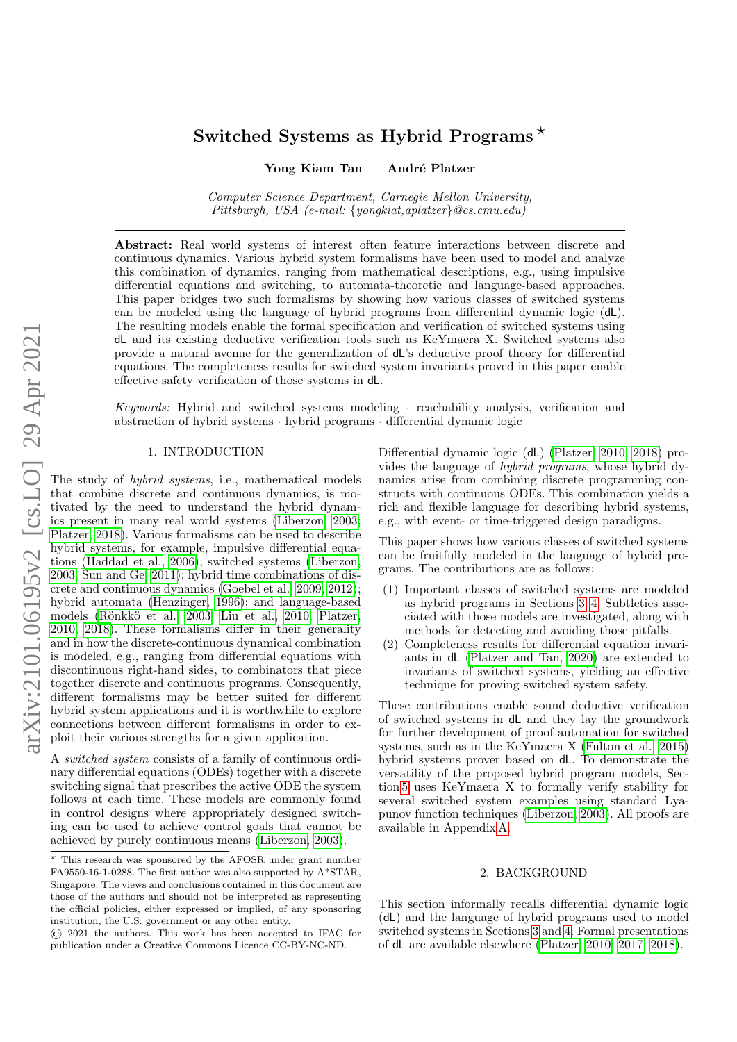# Switched Systems as Hybrid Programs ⋆

**Yong Kiam Tan  André Platzer**

*Computer Science Department, Carnegie Mellon University, Pittsburgh, USA (e-mail: {yongkiat,aplatzer}@cs.cmu.edu)*

---

**Abstract:** Real world systems of interest often feature interactions between discrete and continuous dynamics. Various hybrid system formalisms have been used to model and analyze this combination of dynamics, ranging from mathematical descriptions, e.g., using impulsive differential equations and switching, to automata-theoretic and language-based approaches. This paper bridges two such formalisms by showing how various classes of switched systems can be modeled using the language of hybrid programs from differential dynamic logic (dL). The resulting models enable the formal specification and verification of switched systems using dL and its existing deductive verification tools such as KeYmaera X. Switched systems also provide a natural avenue for the generalization of dL's deductive proof theory for differential equations. The completeness results for switched system invariants proved in this paper enable effective safety verification of those systems in dL.

*Keywords:* Hybrid and switched systems modeling · reachability analysis, verification and abstraction of hybrid systems · hybrid programs · differential dynamic logic

---

## 1. INTRODUCTION

The study of *hybrid systems*, i.e., mathematical models that combine discrete and continuous dynamics, is motivated by the need to understand the hybrid dynamics present in many real world systems (Liberzon, 2003; Platzer, 2018). Various formalisms can be used to describe hybrid systems, for example, impulsive differential equations (Haddad et al., 2006); switched systems (Liberzon, 2003; Sun and Ge, 2011); hybrid time combinations of discrete and continuous dynamics (Goebel et al., 2009, 2012); hybrid automata (Henzinger, 1996); and language-based models (Rönkkö et al., 2003; Liu et al., 2010; Platzer, 2010, 2018). These formalisms differ in their generality and in how the discrete-continuous dynamical combination is modeled, e.g., ranging from differential equations with discontinuous right-hand sides, to combinators that piece together discrete and continuous programs. Consequently, different formalisms may be better suited for different hybrid system applications and it is worthwhile to explore connections between different formalisms in order to exploit their various strengths for a given application.

A *switched system* consists of a family of continuous ordinary differential equations (ODEs) together with a discrete switching signal that prescribes the active ODE the system follows at each time. These models are commonly found in control designs where appropriately designed switching can be used to achieve control goals that cannot be achieved by purely continuous means (Liberzon, 2003).

Differential dynamic logic (dL) (Platzer, 2010, 2018) provides the language of *hybrid programs*, whose hybrid dynamics arise from combining discrete programming constructs with continuous ODEs. This combination yields a rich and flexible language for describing hybrid systems, e.g., with event- or time-triggered design paradigms.

This paper shows how various classes of switched systems can be fruitfully modeled in the language of hybrid programs. The contributions are as follows:

1. Important classes of switched systems are modeled as hybrid programs in Sections 3–4. Subtleties associated with those models are investigated, along with methods for detecting and avoiding those pitfalls.
2. Completeness results for differential equation invariants in dL (Platzer and Tan, 2020) are extended to invariants of switched systems, yielding an effective technique for proving switched system safety.

These contributions enable sound deductive verification of switched systems in dL and they lay the groundwork for further development of proof automation for switched systems, such as in the KeYmaera X (Fulton et al., 2015) hybrid systems prover based on dL. To demonstrate the versatility of the proposed hybrid program models, Section 5 uses KeYmaera X to formally verify stability for several switched system examples using standard Lyapunov function techniques (Liberzon, 2003). All proofs are available in Appendix A.

## 2. BACKGROUND

This section informally recalls differential dynamic logic (dL) and the language of hybrid programs used to model switched systems in Sections 3 and 4. Formal presentations of dL are available elsewhere (Platzer, 2010, 2017, 2018).

---

⋆ This research was sponsored by the AFOSR under grant number FA9550-16-1-0288. The first author was also supported by A*STAR, Singapore. The views and conclusions contained in this document are those of the authors and should not be interpreted as representing the official policies, either expressed or implied, of any sponsoring institution, the U.S. government or any other entity.

© 2021 the authors. This work has been accepted to IFAC for publication under a Creative Commons Licence CC-BY-NC-ND.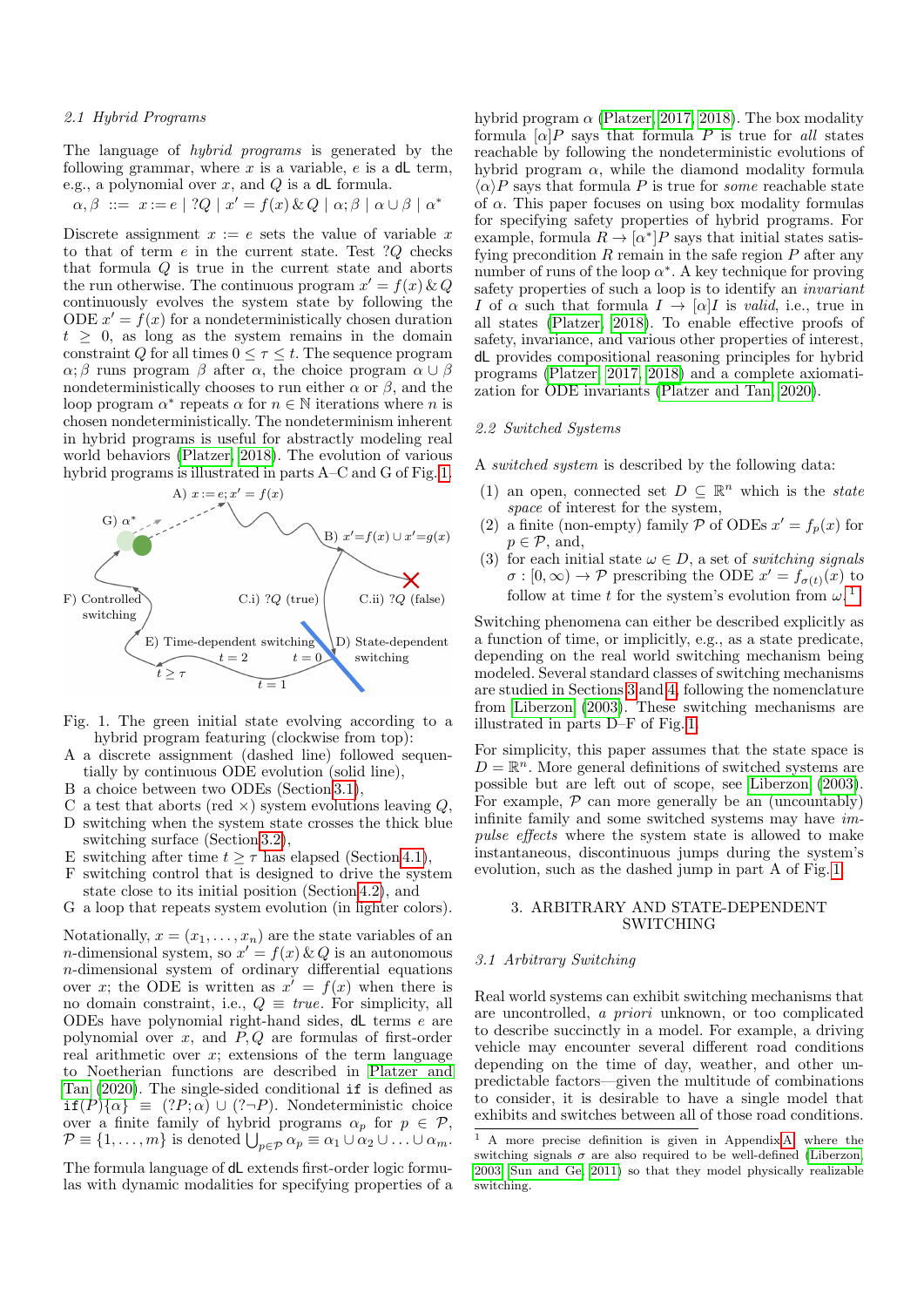### 2.1 Hybrid Programs

The language of *hybrid programs* is generated by the following grammar, where $x$ is a variable, $e$ is a dL term, e.g., a polynomial over $x$, and $Q$ is a dL formula.

$$\alpha, \beta \ ::= \ x := e \mid ?Q \mid x' = f(x) \,\&\, Q \mid \alpha;\beta \mid \alpha \cup \beta \mid \alpha^*$$

Discrete assignment $x := e$ sets the value of variable $x$ to that of term $e$ in the current state. Test $?Q$ checks that formula $Q$ is true in the current state and aborts the run otherwise. The continuous program $x' = f(x) \,\&\, Q$ continuously evolves the system state by following the ODE $x' = f(x)$ for a nondeterministically chosen duration $t \geq 0$, as long as the system remains in the domain constraint $Q$ for all times $0 \leq \tau \leq t$. The sequence program $\alpha;\beta$ runs program $\beta$ after $\alpha$, the choice program $\alpha \cup \beta$ nondeterministically chooses to run either $\alpha$ or $\beta$, and the loop program $\alpha^*$ repeats $\alpha$ for $n \in \mathbb{N}$ iterations where $n$ is chosen nondeterministically. The nondeterminism inherent in hybrid programs is useful for abstractly modeling real world behaviors (Platzer, 2018). The evolution of various hybrid programs is illustrated in parts A–C and G of Fig. 1.

Fig. 1. The green initial state evolving according to a hybrid program featuring (clockwise from top):
- A a discrete assignment (dashed line) followed sequentially by continuous ODE evolution (solid line),
- B a choice between two ODEs (Section 3.1),
- C a test that aborts (red ×) system evolutions leaving $Q$,
- D switching when the system state crosses the thick blue switching surface (Section 3.2),
- E switching after time $t \geq \tau$ has elapsed (Section 4.1),
- F switching control that is designed to drive the system state close to its initial position (Section 4.2), and
- G a loop that repeats system evolution (in lighter colors).

Notationally, $x = (x_1, \ldots, x_n)$ are the state variables of an $n$-dimensional system, so $x' = f(x) \,\&\, Q$ is an autonomous $n$-dimensional system of ordinary differential equations over $x$; the ODE is written as $x' = f(x)$ when there is no domain constraint, i.e., $Q \equiv true$. For simplicity, all ODEs have polynomial right-hand sides, dL terms $e$ are polynomial over $x$, and $P, Q$ are formulas of first-order real arithmetic over $x$; extensions of the term language to Noetherian functions are described in Platzer and Tan (2020). The single-sided conditional `if` is defined as $\texttt{if}(P)\{\alpha\} \equiv (?P;\alpha) \cup (?\neg P)$. Nondeterministic choice over a finite family of hybrid programs $\alpha_p$ for $p \in \mathcal{P}$, $\mathcal{P} \equiv \{1, \ldots, m\}$ is denoted $\bigcup_{p \in \mathcal{P}} \alpha_p \equiv \alpha_1 \cup \alpha_2 \cup \ldots \cup \alpha_m$.

The formula language of dL extends first-order logic formulas with dynamic modalities for specifying properties of a hybrid program $\alpha$ (Platzer, 2017, 2018). The box modality formula $[\alpha]P$ says that formula $P$ is true for *all* states reachable by following the nondeterministic evolutions of hybrid program $\alpha$, while the diamond modality formula $\langle\alpha\rangle P$ says that formula $P$ is true for *some* reachable state of $\alpha$. This paper focuses on using box modality formulas for specifying safety properties of hybrid programs. For example, formula $R \rightarrow [\alpha^*]P$ says that initial states satisfying precondition $R$ remain in the safe region $P$ after any number of runs of the loop $\alpha^*$. A key technique for proving safety properties of such a loop is to identify an *invariant* $I$ of $\alpha$ such that formula $I \rightarrow [\alpha]I$ is *valid*, i.e., true in all states (Platzer, 2018). To enable effective proofs of safety, invariance, and various other properties of interest, dL provides compositional reasoning principles for hybrid programs (Platzer, 2017, 2018) and a complete axiomatization for ODE invariants (Platzer and Tan, 2020).

### 2.2 Switched Systems

A *switched system* is described by the following data:

1. an open, connected set $D \subseteq \mathbb{R}^n$ which is the *state space* of interest for the system,
2. a finite (non-empty) family $\mathcal{P}$ of ODEs $x' = f_p(x)$ for $p \in \mathcal{P}$, and,
3. for each initial state $\omega \in D$, a set of *switching signals* $\sigma : [0, \infty) \rightarrow \mathcal{P}$ prescribing the ODE $x' = f_{\sigma(t)}(x)$ to follow at time $t$ for the system's evolution from $\omega$.[1]

Switching phenomena can either be described explicitly as a function of time, or implicitly, e.g., as a state predicate, depending on the real world switching mechanism being modeled. Several standard classes of switching mechanisms are studied in Sections 3 and 4, following the nomenclature from Liberzon (2003). These switching mechanisms are illustrated in parts D–F of Fig. 1.

For simplicity, this paper assumes that the state space is $D = \mathbb{R}^n$. More general definitions of switched systems are possible but are left out of scope, see Liberzon (2003). For example, $\mathcal{P}$ can more generally be an (uncountably) infinite family and some switched systems may have *impulse effects* where the system state is allowed to make instantaneous, discontinuous jumps during the system's evolution, such as the dashed jump in part A of Fig. 1.

## 3. ARBITRARY AND STATE-DEPENDENT SWITCHING

### 3.1 Arbitrary Switching

Real world systems can exhibit switching mechanisms that are uncontrolled, *a priori* unknown, or too complicated to describe succinctly in a model. For example, a driving vehicle may encounter several different road conditions depending on the time of day, weather, and other unpredictable factors—given the multitude of combinations to consider, it is desirable to have a single model that exhibits and switches between all of those road conditions.

[1] A more precise definition is given in Appendix A, where the switching signals $\sigma$ are also required to be well-defined (Liberzon, 2003; Sun and Ge, 2011) so that they model physically realizable switching.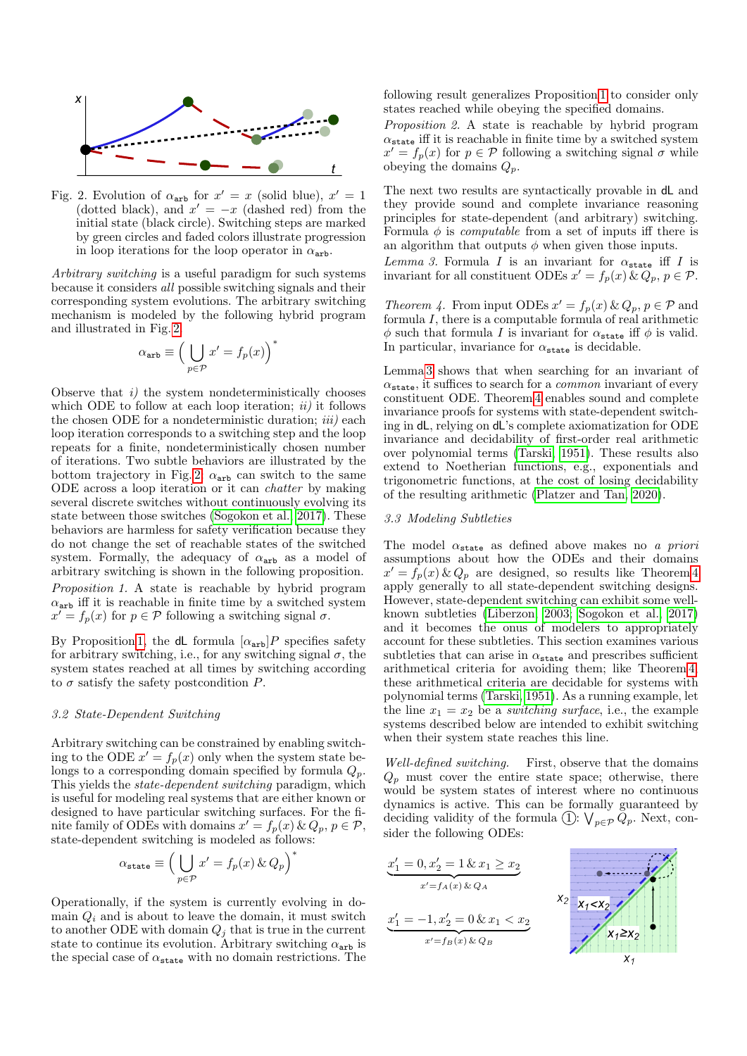Fig. 2. Evolution of $\alpha_{\mathtt{arb}}$ for $x' = x$ (solid blue), $x' = 1$ (dotted black), and $x' = -x$ (dashed red) from the initial state (black circle). Switching steps are marked by green circles and faded colors illustrate progression in loop iterations for the loop operator in $\alpha_{\mathtt{arb}}$.

*Arbitrary switching* is a useful paradigm for such systems because it considers *all* possible switching signals and their corresponding system evolutions. The arbitrary switching mechanism is modeled by the following hybrid program and illustrated in Fig. 2.

$$\alpha_{\mathtt{arb}} \equiv \Big( \bigcup_{p \in \mathcal{P}} x' = f_p(x) \Big)^*$$

Observe that *i)* the system nondeterministically chooses which ODE to follow at each loop iteration; *ii)* it follows the chosen ODE for a nondeterministic duration; *iii)* each loop iteration corresponds to a switching step and the loop repeats for a finite, nondeterministically chosen number of iterations. Two subtle behaviors are illustrated by the bottom trajectory in Fig. 2: $\alpha_{\mathtt{arb}}$ can switch to the same ODE across a loop iteration or it can *chatter* by making several discrete switches without continuously evolving its state between those switches (Sogokon et al., 2017). These behaviors are harmless for safety verification because they do not change the set of reachable states of the switched system. Formally, the adequacy of $\alpha_{\mathtt{arb}}$ as a model of arbitrary switching is shown in the following proposition.

*Proposition 1.* A state is reachable by hybrid program $\alpha_{\mathtt{arb}}$ iff it is reachable in finite time by a switched system $x' = f_p(x)$ for $p \in \mathcal{P}$ following a switching signal $\sigma$.

By Proposition 1, the dL formula $[\alpha_{\mathtt{arb}}]P$ specifies safety for arbitrary switching, i.e., for any switching signal $\sigma$, the system states reached at all times by switching according to $\sigma$ satisfy the safety postcondition $P$.

### 3.2 State-Dependent Switching

Arbitrary switching can be constrained by enabling switching to the ODE $x' = f_p(x)$ only when the system state belongs to a corresponding domain specified by formula $Q_p$. This yields the *state-dependent switching* paradigm, which is useful for modeling real systems that are either known or designed to have particular switching surfaces. For the finite family of ODEs with domains $x' = f_p(x) \,\&\, Q_p,\ p \in \mathcal{P}$, state-dependent switching is modeled as follows:

$$\alpha_{\mathtt{state}} \equiv \Big( \bigcup_{p \in \mathcal{P}} x' = f_p(x) \,\&\, Q_p \Big)^*$$

Operationally, if the system is currently evolving in domain $Q_i$ and is about to leave the domain, it must switch to another ODE with domain $Q_j$ that is true in the current state to continue its evolution. Arbitrary switching $\alpha_{\mathtt{arb}}$ is the special case of $\alpha_{\mathtt{state}}$ with no domain restrictions. The following result generalizes Proposition 1 to consider only states reached while obeying the specified domains.

*Proposition 2.* A state is reachable by hybrid program $\alpha_{\mathtt{state}}$ iff it is reachable in finite time by a switched system $x' = f_p(x)$ for $p \in \mathcal{P}$ following a switching signal $\sigma$ while obeying the domains $Q_p$.

The next two results are syntactically provable in dL and they provide sound and complete invariance reasoning principles for state-dependent (and arbitrary) switching. Formula $\phi$ is *computable* from a set of inputs if there is an algorithm that outputs $\phi$ when given those inputs.

*Lemma 3.* Formula $I$ is an invariant for $\alpha_{\mathtt{state}}$ iff $I$ is invariant for all constituent ODEs $x' = f_p(x) \,\&\, Q_p,\ p \in \mathcal{P}$.

*Theorem 4.* From input ODEs $x' = f_p(x) \,\&\, Q_p, p \in \mathcal{P}$ and formula $I$, there is a computable formula of real arithmetic $\phi$ such that formula $I$ is invariant for $\alpha_{\mathtt{state}}$ iff $\phi$ is valid. In particular, invariance for $\alpha_{\mathtt{state}}$ is decidable.

Lemma 3 shows that when searching for an invariant of $\alpha_{\mathtt{state}}$, it suffices to search for a *common* invariant of every constituent ODE. Theorem 4 enables sound and complete invariance proofs for systems with state-dependent switching in dL, relying on dL's complete axiomatization for ODE invariance and decidability of first-order real arithmetic over polynomial terms (Tarski, 1951). These results also extend to Noetherian functions, e.g., exponentials and trigonometric functions, at the cost of losing decidability of the resulting arithmetic (Platzer and Tan, 2020).

### 3.3 Modeling Subtleties

The model $\alpha_{\mathtt{state}}$ as defined above makes no *a priori* assumptions about how the ODEs and their domains $x' = f_p(x) \,\&\, Q_p$ are designed, so results like Theorem 4 apply generally to all state-dependent switching designs. However, state-dependent switching can exhibit some well-known subtleties (Liberzon, 2003; Sogokon et al., 2017) and it becomes the onus of modelers to appropriately account for these subtleties. This section examines various subtleties that can arise in $\alpha_{\mathtt{state}}$ and prescribes sufficient arithmetical criteria for avoiding them; like Theorem 4, these arithmetical criteria are decidable for systems with polynomial terms (Tarski, 1951). As a running example, let the line $x_1 = x_2$ be a *switching surface*, i.e., the example systems described below are intended to exhibit switching when their system state reaches this line.

*Well-defined switching.* First, observe that the domains $Q_p$ must cover the entire state space; otherwise, there would be system states of interest where no continuous dynamics is active. This can be formally guaranteed by deciding validity of the formula ①: $\bigvee_{p \in \mathcal{P}} Q_p$. Next, consider the following ODEs:

$$\underbrace{x_1' = 0, x_2' = 1 \,\&\, x_1 \geq x_2}_{x' = f_A(x) \,\&\, Q_A}$$

$$\underbrace{x_1' = -1, x_2' = 0 \,\&\, x_1 < x_2}_{x' = f_B(x) \,\&\, Q_B}$$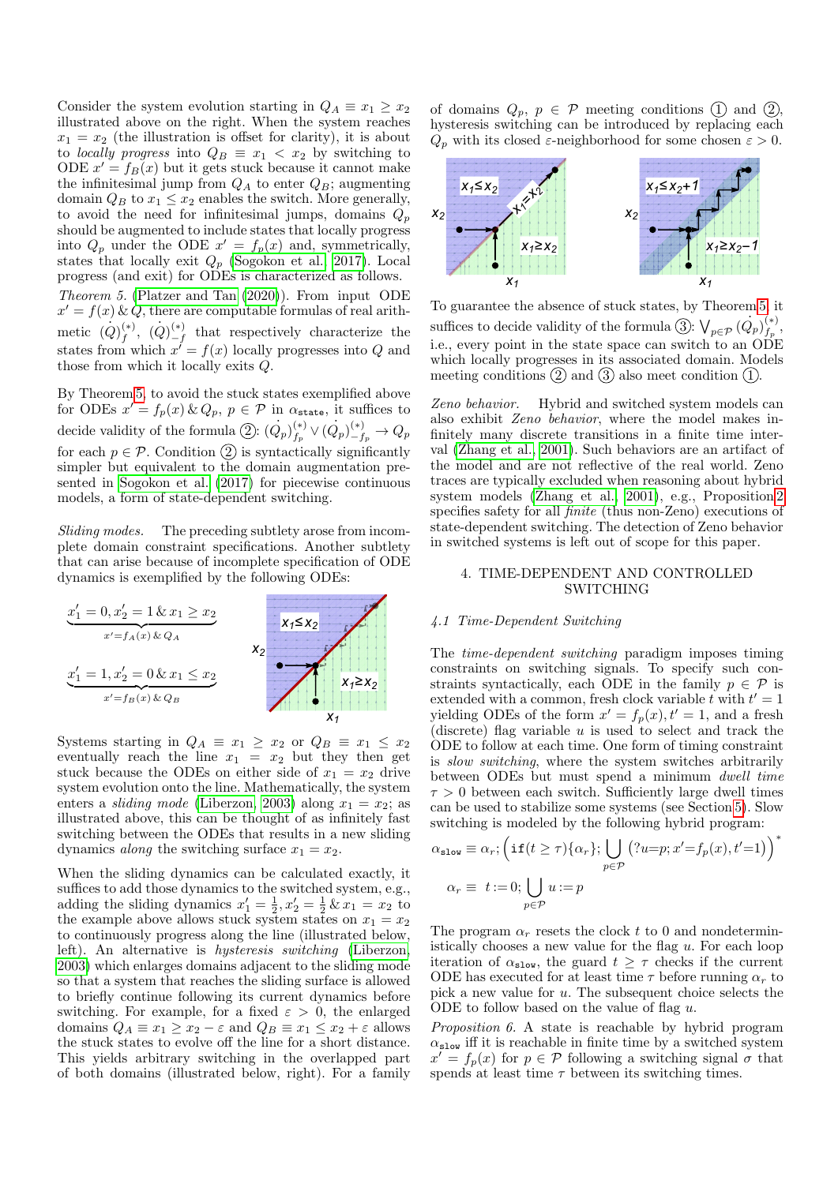Consider the system evolution starting in $Q_A \equiv x_1 \geq x_2$ illustrated above on the right. When the system reaches $x_1 = x_2$ (the illustration is offset for clarity), it is about to *locally progress* into $Q_B \equiv x_1 < x_2$ by switching to ODE $x' = f_B(x)$ but it gets stuck because it cannot make the infinitesimal jump from $Q_A$ to enter $Q_B$; augmenting domain $Q_B$ to $x_1 \leq x_2$ enables the switch. More generally, to avoid the need for infinitesimal jumps, domains $Q_p$ should be augmented to include states that locally progress into $Q_p$ under the ODE $x' = f_p(x)$ and, symmetrically, states that locally exit $Q_p$ (Sogokon et al. 2017). Local progress (and exit) for ODEs is characterized as follows.

*Theorem 5.* (Platzer and Tan (2020)). From input ODE $x' = f(x) \,\&\, Q$, there are computable formulas of real arithmetic $(\dot{Q})^{(*)}_f$, $(\dot{Q})^{(*)}_{-f}$ that respectively characterize the states from which $x' = f(x)$ locally progresses into $Q$ and those from which it locally exits $Q$.

By Theorem 5, to avoid the stuck states exemplified above for ODEs $x' = f_p(x) \,\&\, Q_p$, $p \in \mathcal{P}$ in $\alpha_{\mathtt{state}}$, it suffices to decide validity of the formula ②: $(\dot{Q}_p)^{(*)}_{f_p} \vee (\dot{Q}_p)^{(*)}_{-f_p} \to Q_p$ for each $p \in \mathcal{P}$. Condition ② is syntactically significantly simpler but equivalent to the domain augmentation presented in Sogokon et al. (2017) for piecewise continuous models, a form of state-dependent switching.

*Sliding modes.* The preceding subtlety arose from incomplete domain constraint specifications. Another subtlety that can arise because of incomplete specification of ODE dynamics is exemplified by the following ODEs:

$$\underbrace{x_1' = 0, x_2' = 1 \,\&\, x_1 \geq x_2}_{x'=f_A(x) \,\&\, Q_A}$$

$$\underbrace{x_1' = 1, x_2' = 0 \,\&\, x_1 \leq x_2}_{x'=f_B(x) \,\&\, Q_B}$$

Systems starting in $Q_A \equiv x_1 \geq x_2$ or $Q_B \equiv x_1 \leq x_2$ eventually reach the line $x_1 = x_2$ but they then get stuck because the ODEs on either side of $x_1 = x_2$ drive system evolution onto the line. Mathematically, the system enters a *sliding mode* (Liberzon, 2003) along $x_1 = x_2$; as illustrated above, this can be thought of as infinitely fast switching between the ODEs that results in a new sliding dynamics *along* the switching surface $x_1 = x_2$.

When the sliding dynamics can be calculated exactly, it suffices to add those dynamics to the switched system, e.g., adding the sliding dynamics $x_1' = \frac{1}{2}, x_2' = \frac{1}{2} \,\&\, x_1 = x_2$ to the example above allows stuck system states on $x_1 = x_2$ to continuously progress along the line (illustrated below, left). An alternative is *hysteresis switching* (Liberzon, 2003) which enlarges domains adjacent to the sliding mode so that a system that reaches the sliding surface is allowed to briefly continue following its current dynamics before switching. For example, for a fixed $\varepsilon > 0$, the enlarged domains $Q_A \equiv x_1 \geq x_2 - \varepsilon$ and $Q_B \equiv x_1 \leq x_2 + \varepsilon$ allows the stuck states to evolve off the line for a short distance. This yields arbitrary switching in the overlapped part of both domains (illustrated below, right). For a family of domains $Q_p$, $p \in \mathcal{P}$ meeting conditions ① and ②, hysteresis switching can be introduced by replacing each $Q_p$ with its closed $\varepsilon$-neighborhood for some chosen $\varepsilon > 0$.

To guarantee the absence of stuck states, by Theorem 5, it suffices to decide validity of the formula ③: $\bigvee_{p \in \mathcal{P}} (\dot{Q}_p)^{(*)}_{f_p}$, i.e., every point in the state space can switch to an ODE which locally progresses in its associated domain. Models meeting conditions ② and ③ also meet condition ①.

*Zeno behavior.* Hybrid and switched system models can also exhibit *Zeno behavior*, where the model makes infinitely many discrete transitions in a finite time interval (Zhang et al., 2001). Such behaviors are an artifact of the model and are not reflective of the real world. Zeno traces are typically excluded when reasoning about hybrid system models (Zhang et al., 2001), e.g., Proposition 2 specifies safety for all *finite* (thus non-Zeno) executions of state-dependent switching. The detection of Zeno behavior in switched systems is left out of scope for this paper.

## 4. TIME-DEPENDENT AND CONTROLLED SWITCHING

### 4.1 Time-Dependent Switching

The *time-dependent switching* paradigm imposes timing constraints on switching signals. To specify such constraints syntactically, each ODE in the family $p \in \mathcal{P}$ is extended with a common, fresh clock variable $t$ with $t' = 1$ yielding ODEs of the form $x' = f_p(x), t' = 1$, and a fresh (discrete) flag variable $u$ is used to select and track the ODE to follow at each time. One form of timing constraint is *slow switching*, where the system switches arbitrarily between ODEs but must spend a minimum *dwell time* $\tau > 0$ between each switch. Sufficiently large dwell times can be used to stabilize some systems (see Section 5). Slow switching is modeled by the following hybrid program:

$$\alpha_{\mathtt{slow}} \equiv \alpha_r; \Big(\mathtt{if}(t \geq \tau)\{\alpha_r\}; \bigcup_{p \in \mathcal{P}} (?u{=}p; x'{=}f_p(x), t'{=}1)\Big)^*$$

$$\alpha_r \equiv \ t := 0; \bigcup_{p \in \mathcal{P}} u := p$$

The program $\alpha_r$ resets the clock $t$ to 0 and nondeterministically chooses a new value for the flag $u$. For each loop iteration of $\alpha_{\mathtt{slow}}$, the guard $t \geq \tau$ checks if the current ODE has executed for at least time $\tau$ before running $\alpha_r$ to pick a new value for $u$. The subsequent choice selects the ODE to follow based on the value of flag $u$.

*Proposition 6.* A state is reachable by hybrid program $\alpha_{\mathtt{slow}}$ iff it is reachable in finite time by a switched system $x' = f_p(x)$ for $p \in \mathcal{P}$ following a switching signal $\sigma$ that spends at least time $\tau$ between its switching times.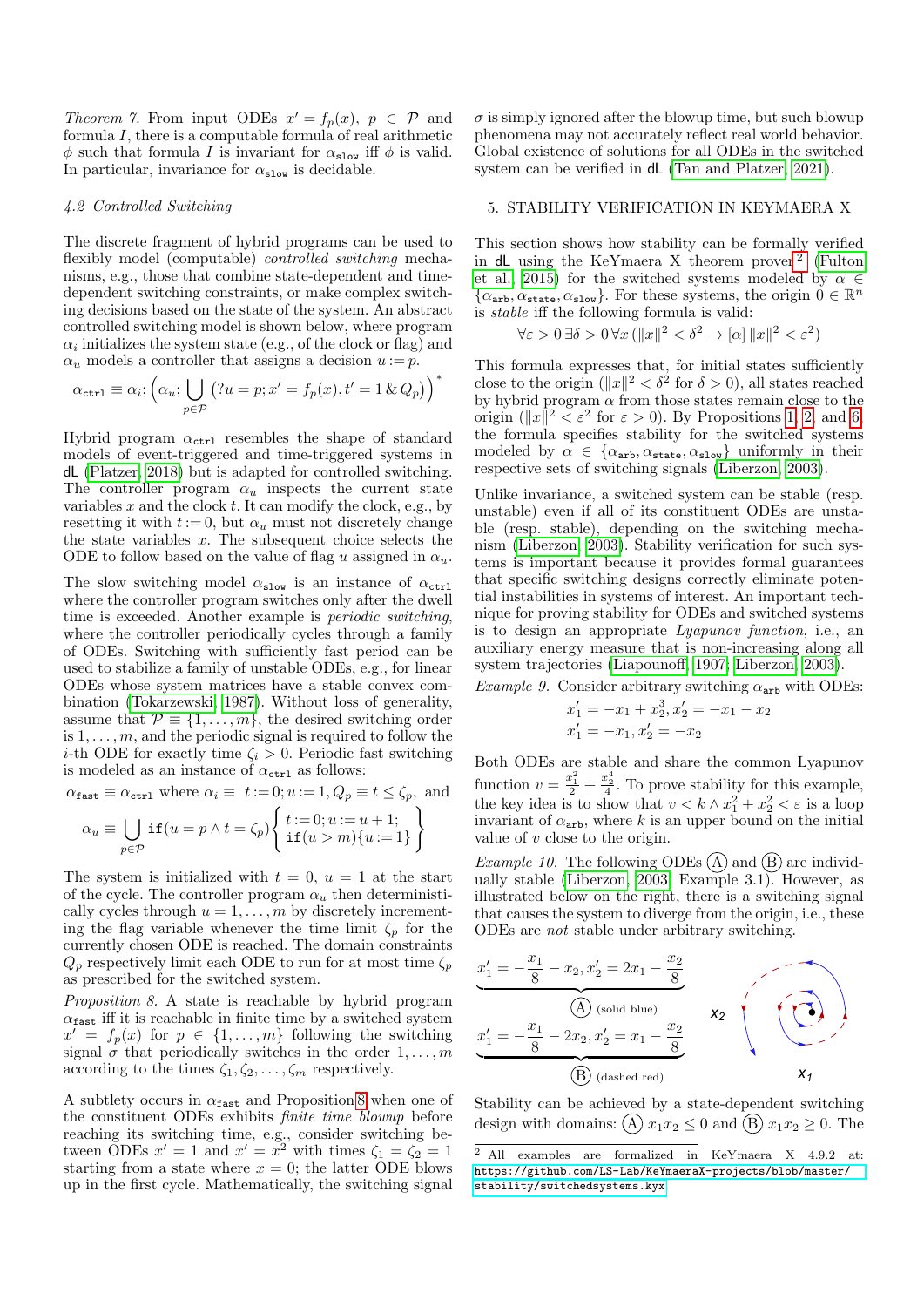*Theorem 7.* From input ODEs $x' = f_p(x)$, $p \in \mathcal{P}$ and formula $I$, there is a computable formula of real arithmetic $\phi$ such that formula $I$ is invariant for $\alpha_{\texttt{slow}}$ iff $\phi$ is valid. In particular, invariance for $\alpha_{\texttt{slow}}$ is decidable.

### 4.2 Controlled Switching

The discrete fragment of hybrid programs can be used to flexibly model (computable) *controlled switching* mechanisms, e.g., those that combine state-dependent and time-dependent switching constraints, or make complex switching decisions based on the state of the system. An abstract controlled switching model is shown below, where program $\alpha_i$ initializes the system state (e.g., of the clock or flag) and $\alpha_u$ models a controller that assigns a decision $u := p$.

$$\alpha_{\texttt{ctrl}} \equiv \alpha_i; \Big(\alpha_u; \bigcup_{p\in\mathcal{P}} \big(?u = p; x' = f_p(x), t' = 1 \,\&\, Q_p\big)\Big)^*$$

Hybrid program $\alpha_{\texttt{ctrl}}$ resembles the shape of standard models of event-triggered and time-triggered systems in dL (Platzer, 2018) but is adapted for controlled switching. The controller program $\alpha_u$ inspects the current state variables $x$ and the clock $t$. It can modify the clock, e.g., by resetting it with $t := 0$, but $\alpha_u$ must not discretely change the state variables $x$. The subsequent choice selects the ODE to follow based on the value of flag $u$ assigned in $\alpha_u$.

The slow switching model $\alpha_{\texttt{slow}}$ is an instance of $\alpha_{\texttt{ctrl}}$ where the controller program switches only after the dwell time is exceeded. Another example is *periodic switching*, where the controller periodically cycles through a family of ODEs. Switching with sufficiently fast period can be used to stabilize a family of unstable ODEs, e.g., for linear ODEs whose system matrices have a stable convex combination (Tokarzewski, 1987). Without loss of generality, assume that $\mathcal{P} \equiv \{1, \dots, m\}$, the desired switching order is $1, \dots, m$, and the periodic signal is required to follow the $i$-th ODE for exactly time $\zeta_i > 0$. Periodic fast switching is modeled as an instance of $\alpha_{\texttt{ctrl}}$ as follows:

$$\alpha_{\texttt{fast}} \equiv \alpha_{\texttt{ctrl}} \text{ where } \alpha_i \equiv\ t := 0; u := 1, Q_p \equiv t \le \zeta_p, \text{ and}$$

$$\alpha_u \equiv \bigcup_{p\in\mathcal{P}} \texttt{if}(u = p \land t = \zeta_p) \left\{ \begin{array}{l} t := 0; u := u + 1; \\ \texttt{if}(u > m)\{u := 1\} \end{array} \right\}$$

The system is initialized with $t = 0$, $u = 1$ at the start of the cycle. The controller program $\alpha_u$ then deterministically cycles through $u = 1, \dots, m$ by discretely incrementing the flag variable whenever the time limit $\zeta_p$ for the currently chosen ODE is reached. The domain constraints $Q_p$ respectively limit each ODE to run for at most time $\zeta_p$ as prescribed for the switched system.

*Proposition 8.* A state is reachable by hybrid program $\alpha_{\texttt{fast}}$ iff it is reachable in finite time by a switched system $x' = f_p(x)$ for $p \in \{1, \dots, m\}$ following the switching signal $\sigma$ that periodically switches in the order $1, \dots, m$ according to the times $\zeta_1, \zeta_2, \dots, \zeta_m$ respectively.

A subtlety occurs in $\alpha_{\texttt{fast}}$ and Proposition 8 when one of the constituent ODEs exhibits *finite time blowup* before reaching its switching time, e.g., consider switching between ODEs $x' = 1$ and $x' = x^2$ with times $\zeta_1 = \zeta_2 = 1$ starting from a state where $x = 0$; the latter ODE blows up in the first cycle. Mathematically, the switching signal $\sigma$ is simply ignored after the blowup time, but such blowup phenomena may not accurately reflect real world behavior. Global existence of solutions for all ODEs in the switched system can be verified in dL (Tan and Platzer, 2021).

## 5. STABILITY VERIFICATION IN KEYMAERA X

This section shows how stability can be formally verified in dL using the KeYmaera X theorem prover[2] (Fulton et al., 2015) for the switched systems modeled by $\alpha \in \{\alpha_{\texttt{arb}}, \alpha_{\texttt{state}}, \alpha_{\texttt{slow}}\}$. For these systems, the origin $0 \in \mathbb{R}^n$ is *stable* iff the following formula is valid:

$$\forall \varepsilon > 0\, \exists \delta > 0\, \forall x\, (\|x\|^2 < \delta^2 \rightarrow [\alpha]\, \|x\|^2 < \varepsilon^2)$$

This formula expresses that, for initial states sufficiently close to the origin ($\|x\|^2 < \delta^2$ for $\delta > 0$), all states reached by hybrid program $\alpha$ from those states remain close to the origin ($\|x\|^2 < \varepsilon^2$ for $\varepsilon > 0$). By Propositions 1, 2, and 6, the formula specifies stability for the switched systems modeled by $\alpha \in \{\alpha_{\texttt{arb}}, \alpha_{\texttt{state}}, \alpha_{\texttt{slow}}\}$ uniformly in their respective sets of switching signals (Liberzon, 2003).

Unlike invariance, a switched system can be stable (resp. unstable) even if all of its constituent ODEs are unstable (resp. stable), depending on the switching mechanism (Liberzon, 2003). Stability verification for such systems is important because it provides formal guarantees that specific switching designs correctly eliminate potential instabilities in systems of interest. An important technique for proving stability for ODEs and switched systems is to design an appropriate *Lyapunov function*, i.e., an auxiliary energy measure that is non-increasing along all system trajectories (Liapounoff, 1907; Liberzon, 2003).

*Example 9.* Consider arbitrary switching $\alpha_{\texttt{arb}}$ with ODEs:

$$x_1' = -x_1 + x_2^3, x_2' = -x_1 - x_2$$
$$x_1' = -x_1, x_2' = -x_2$$

Both ODEs are stable and share the common Lyapunov function $v = \frac{x_1^2}{2} + \frac{x_2^4}{4}$. To prove stability for this example, the key idea is to show that $v < k \land x_1^2 + x_2^2 < \varepsilon$ is a loop invariant of $\alpha_{\texttt{arb}}$, where $k$ is an upper bound on the initial value of $v$ close to the origin.

*Example 10.* The following ODEs (A) and (B) are individually stable (Liberzon, 2003, Example 3.1). However, as illustrated below on the right, there is a switching signal that causes the system to diverge from the origin, i.e., these ODEs are *not* stable under arbitrary switching.

$$\underbrace{x_1' = -\frac{x_1}{8} - x_2, x_2' = 2x_1 - \frac{x_2}{8}}_{\text{(A) (solid blue)}}$$

$$\underbrace{x_1' = -\frac{x_1}{8} - 2x_2, x_2' = x_1 - \frac{x_2}{8}}_{\text{(B) (dashed red)}}$$

Stability can be achieved by a state-dependent switching design with domains: (A) $x_1x_2 \le 0$ and (B) $x_1x_2 \ge 0$. The

[2] All examples are formalized in KeYmaera X 4.9.2 at: https://github.com/LS-Lab/KeYmaeraX-projects/blob/master/stability/switchedsystems.kyx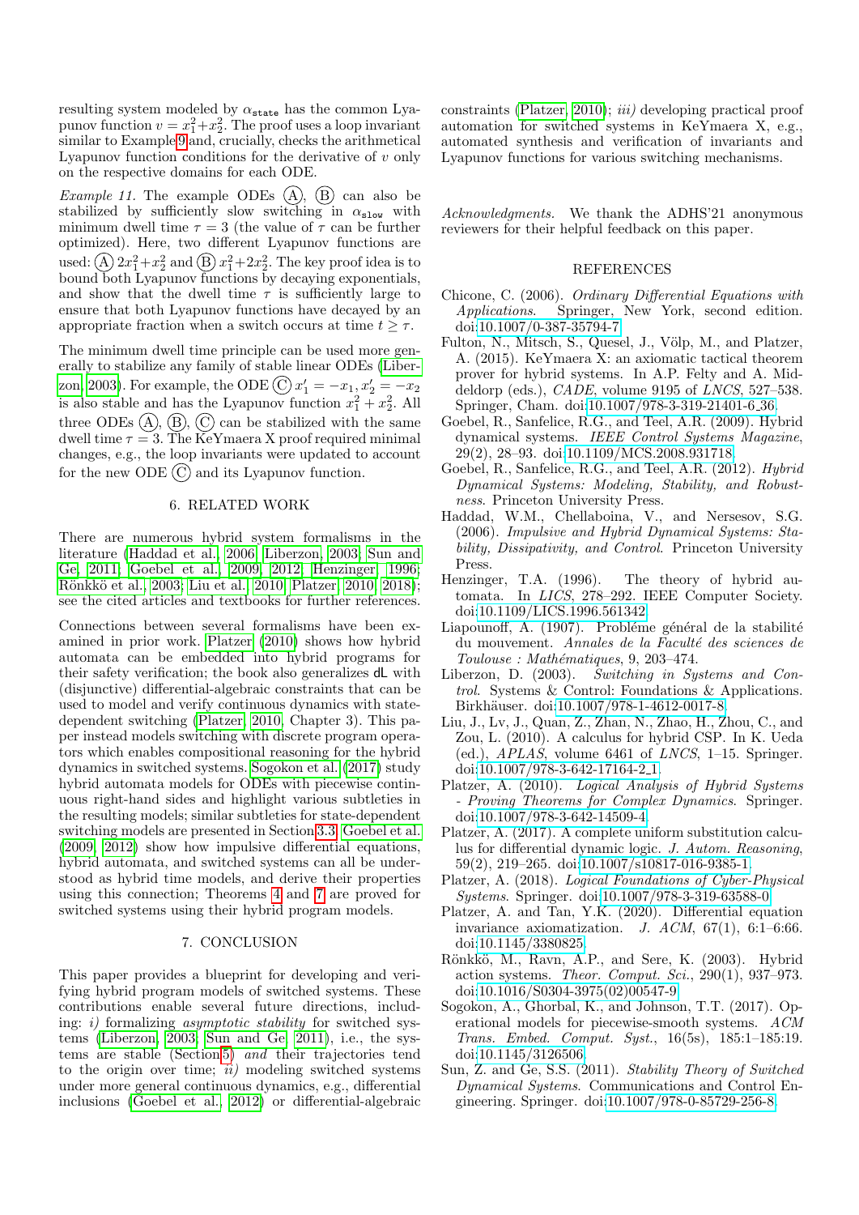resulting system modeled by $\alpha_{\texttt{state}}$ has the common Lyapunov function $v = x_1^2 + x_2^2$. The proof uses a loop invariant similar to Example 9 and, crucially, checks the arithmetical Lyapunov function conditions for the derivative of $v$ only on the respective domains for each ODE.

*Example 11.* The example ODEs (A), (B) can also be stabilized by sufficiently slow switching in $\alpha_{\texttt{slow}}$ with minimum dwell time $\tau = 3$ (the value of $\tau$ can be further optimized). Here, two different Lyapunov functions are used: (A) $2x_1^2 + x_2^2$ and (B) $x_1^2 + 2x_2^2$. The key proof idea is to bound both Lyapunov functions by decaying exponentials, and show that the dwell time $\tau$ is sufficiently large to ensure that both Lyapunov functions have decayed by an appropriate fraction when a switch occurs at time $t \geq \tau$.

The minimum dwell time principle can be used more generally to stabilize any family of stable linear ODEs (Liberzon, 2003). For example, the ODE (C) $x_1' = -x_1, x_2' = -x_2$ is also stable and has the Lyapunov function $x_1^2 + x_2^2$. All three ODEs (A), (B), (C) can be stabilized with the same dwell time $\tau = 3$. The KeYmaera X proof required minimal changes, e.g., the loop invariants were updated to account for the new ODE (C) and its Lyapunov function.

## 6. RELATED WORK

There are numerous hybrid system formalisms in the literature (Haddad et al., 2006; Liberzon, 2003; Sun and Ge, 2011; Goebel et al., 2009, 2012; Henzinger, 1996; Rönkkö et al., 2003; Liu et al., 2010; Platzer, 2010, 2018); see the cited articles and textbooks for further references.

Connections between several formalisms have been examined in prior work. Platzer (2010) shows how hybrid automata can be embedded into hybrid programs for their safety verification; the book also generalizes dL with (disjunctive) differential-algebraic constraints that can be used to model and verify continuous dynamics with state-dependent switching (Platzer, 2010, Chapter 3). This paper instead models switching with discrete program operators which enables compositional reasoning for the hybrid dynamics in switched systems. Sogokon et al. (2017) study hybrid automata models for ODEs with piecewise continuous right-hand sides and highlight various subtleties in the resulting models; similar subtleties for state-dependent switching models are presented in Section 3.3. Goebel et al. (2009, 2012) show how impulsive differential equations, hybrid automata, and switched systems can all be understood as hybrid time models, and derive their properties using this connection; Theorems 4 and 7 are proved for switched systems using their hybrid program models.

## 7. CONCLUSION

This paper provides a blueprint for developing and verifying hybrid program models of switched systems. These contributions enable several future directions, including: *i)* formalizing *asymptotic stability* for switched systems (Liberzon, 2003; Sun and Ge, 2011), i.e., the systems are stable (Section 5) *and* their trajectories tend to the origin over time; *ii)* modeling switched systems under more general continuous dynamics, e.g., differential inclusions (Goebel et al., 2012) or differential-algebraic constraints (Platzer, 2010); *iii)* developing practical proof automation for switched systems in KeYmaera X, e.g., automated synthesis and verification of invariants and Lyapunov functions for various switching mechanisms.

*Acknowledgments.* We thank the ADHS'21 anonymous reviewers for their helpful feedback on this paper.

## REFERENCES

Chicone, C. (2006). *Ordinary Differential Equations with Applications*. Springer, New York, second edition. doi:10.1007/0-387-35794-7.

Fulton, N., Mitsch, S., Quesel, J., Völp, M., and Platzer, A. (2015). KeYmaera X: an axiomatic tactical theorem prover for hybrid systems. In A.P. Felty and A. Middeldorp (eds.), *CADE*, volume 9195 of *LNCS*, 527–538. Springer, Cham. doi:10.1007/978-3-319-21401-6_36.

Goebel, R., Sanfelice, R.G., and Teel, A.R. (2009). Hybrid dynamical systems. *IEEE Control Systems Magazine*, 29(2), 28–93. doi:10.1109/MCS.2008.931718.

Goebel, R., Sanfelice, R.G., and Teel, A.R. (2012). *Hybrid Dynamical Systems: Modeling, Stability, and Robustness*. Princeton University Press.

Haddad, W.M., Chellaboina, V., and Nersesov, S.G. (2006). *Impulsive and Hybrid Dynamical Systems: Stability, Dissipativity, and Control*. Princeton University Press.

Henzinger, T.A. (1996). The theory of hybrid automata. In *LICS*, 278–292. IEEE Computer Society. doi:10.1109/LICS.1996.561342.

Liapounoff, A. (1907). Probléme général de la stabilité du mouvement. *Annales de la Faculté des sciences de Toulouse : Mathématiques*, 9, 203–474.

Liberzon, D. (2003). *Switching in Systems and Control*. Systems & Control: Foundations & Applications. Birkhäuser. doi:10.1007/978-1-4612-0017-8.

Liu, J., Lv, J., Quan, Z., Zhan, N., Zhao, H., Zhou, C., and Zou, L. (2010). A calculus for hybrid CSP. In K. Ueda (ed.), *APLAS*, volume 6461 of *LNCS*, 1–15. Springer. doi:10.1007/978-3-642-17164-2_1.

Platzer, A. (2010). *Logical Analysis of Hybrid Systems - Proving Theorems for Complex Dynamics*. Springer. doi:10.1007/978-3-642-14509-4.

Platzer, A. (2017). A complete uniform substitution calculus for differential dynamic logic. *J. Autom. Reasoning*, 59(2), 219–265. doi:10.1007/s10817-016-9385-1.

Platzer, A. (2018). *Logical Foundations of Cyber-Physical Systems*. Springer. doi:10.1007/978-3-319-63588-0.

Platzer, A. and Tan, Y.K. (2020). Differential equation invariance axiomatization. *J. ACM*, 67(1), 6:1–6:66. doi:10.1145/3380825.

Rönkkö, M., Ravn, A.P., and Sere, K. (2003). Hybrid action systems. *Theor. Comput. Sci.*, 290(1), 937–973. doi:10.1016/S0304-3975(02)00547-9.

Sogokon, A., Ghorbal, K., and Johnson, T.T. (2017). Operational models for piecewise-smooth systems. *ACM Trans. Embed. Comput. Syst.*, 16(5s), 185:1–185:19. doi:10.1145/3126506.

Sun, Z. and Ge, S.S. (2011). *Stability Theory of Switched Dynamical Systems*. Communications and Control Engineering. Springer. doi:10.1007/978-0-85729-256-8.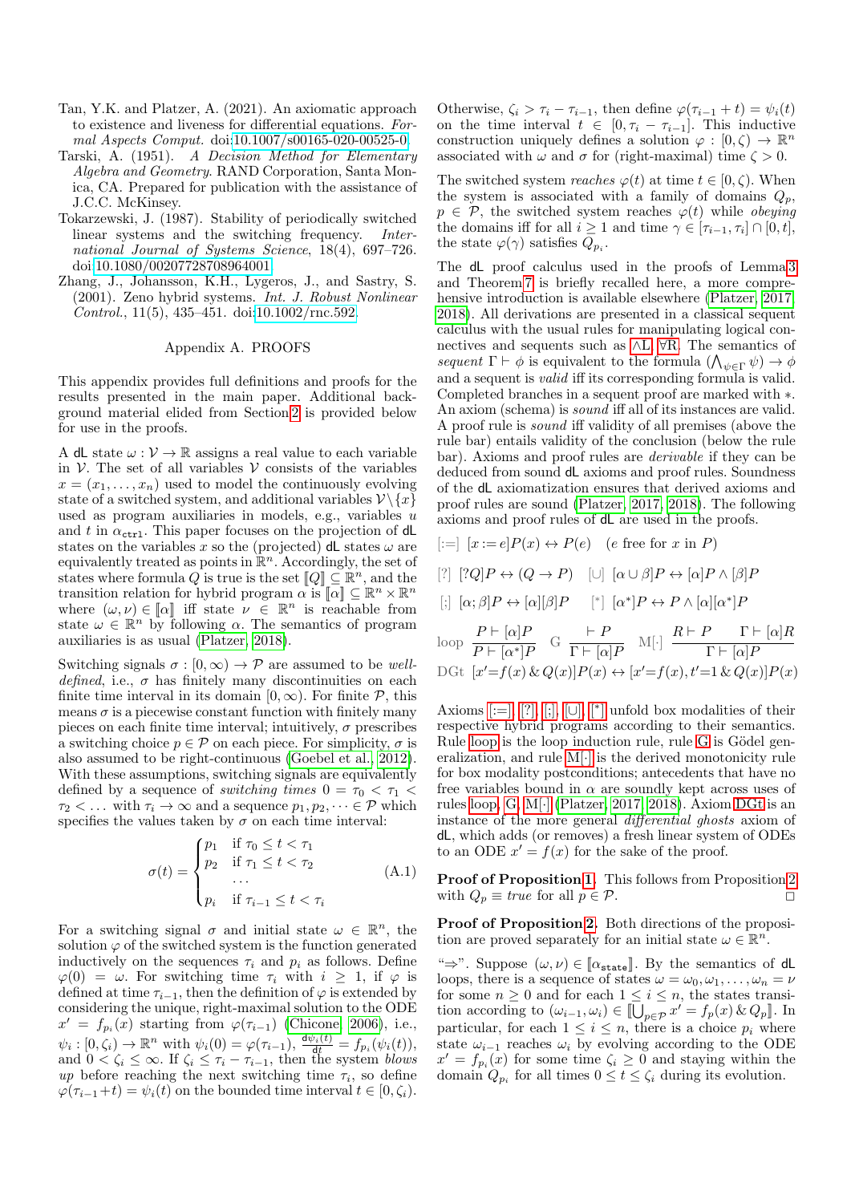Tan, Y.K. and Platzer, A. (2021). An axiomatic approach to existence and liveness for differential equations. *Formal Aspects Comput.* doi:10.1007/s00165-020-00525-0.

Tarski, A. (1951). *A Decision Method for Elementary Algebra and Geometry.* RAND Corporation, Santa Monica, CA. Prepared for publication with the assistance of J.C.C. McKinsey.

Tokarzewski, J. (1987). Stability of periodically switched linear systems and the switching frequency. *International Journal of Systems Science*, 18(4), 697–726. doi:10.1080/00207728708964001.

Zhang, J., Johansson, K.H., Lygeros, J., and Sastry, S. (2001). Zeno hybrid systems. *Int. J. Robust Nonlinear Control.*, 11(5), 435–451. doi:10.1002/rnc.592.

## Appendix A. PROOFS

This appendix provides full definitions and proofs for the results presented in the main paper. Additional background material elided from Section 2 is provided below for use in the proofs.

A dL state $\omega : \mathcal{V} \to \mathbb{R}$ assigns a real value to each variable in $\mathcal{V}$. The set of all variables $\mathcal{V}$ consists of the variables $x = (x_1, \dots, x_n)$ used to model the continuously evolving state of a switched system, and additional variables $\mathcal{V}\backslash\{x\}$ used as program auxiliaries in models, e.g., variables $u$ and $t$ in $\alpha_{\texttt{ctrl}}$. This paper focuses on the projection of dL states on the variables $x$ so the (projected) dL states $\omega$ are equivalently treated as points in $\mathbb{R}^n$. Accordingly, the set of states where formula $Q$ is true is the set $[\![Q]\!] \subseteq \mathbb{R}^n$, and the transition relation for hybrid program $\alpha$ is $[\![\alpha]\!] \subseteq \mathbb{R}^n \times \mathbb{R}^n$ where $(\omega, \nu) \in [\![\alpha]\!]$ iff state $\nu \in \mathbb{R}^n$ is reachable from state $\omega \in \mathbb{R}^n$ by following $\alpha$. The semantics of program auxiliaries is as usual (Platzer, 2018).

Switching signals $\sigma : [0, \infty) \to \mathcal{P}$ are assumed to be *well-defined*, i.e., $\sigma$ has finitely many discontinuities on each finite time interval in its domain $[0, \infty)$. For finite $\mathcal{P}$, this means $\sigma$ is a piecewise constant function with finitely many pieces on each finite time interval; intuitively, $\sigma$ prescribes a switching choice $p \in \mathcal{P}$ on each piece. For simplicity, $\sigma$ is also assumed to be right-continuous (Goebel et al., 2012). With these assumptions, switching signals are equivalently defined by a sequence of *switching times* $0 = \tau_0 < \tau_1 < \tau_2 < \dots$ with $\tau_i \to \infty$ and a sequence $p_1, p_2, \dots \in \mathcal{P}$ which specifies the values taken by $\sigma$ on each time interval:

$$\sigma(t) = \begin{cases} p_1 & \text{if } \tau_0 \le t < \tau_1 \\ p_2 & \text{if } \tau_1 \le t < \tau_2 \\ \dots & \\ p_i & \text{if } \tau_{i-1} \le t < \tau_i \end{cases} \tag{A.1}$$

For a switching signal $\sigma$ and initial state $\omega \in \mathbb{R}^n$, the solution $\varphi$ of the switched system is the function generated inductively on the sequences $\tau_i$ and $p_i$ as follows. Define $\varphi(0) = \omega$. For switching time $\tau_i$ with $i \ge 1$, if $\varphi$ is defined at time $\tau_{i-1}$, then the definition of $\varphi$ is extended by considering the unique, right-maximal solution to the ODE $x' = f_{p_i}(x)$ starting from $\varphi(\tau_{i-1})$ (Chicone, 2006), i.e., $\psi_i : [0, \zeta_i) \to \mathbb{R}^n$ with $\psi_i(0) = \varphi(\tau_{i-1})$, $\frac{d\psi_i(t)}{dt} = f_{p_i}(\psi_i(t))$, and $0 < \zeta_i \le \infty$. If $\zeta_i \le \tau_i - \tau_{i-1}$, then the system *blows up* before reaching the next switching time $\tau_i$, so define $\varphi(\tau_{i-1}+t) = \psi_i(t)$ on the bounded time interval $t \in [0, \zeta_i)$. Otherwise, $\zeta_i > \tau_i - \tau_{i-1}$, then define $\varphi(\tau_{i-1} + t) = \psi_i(t)$ on the time interval $t \in [0, \tau_i - \tau_{i-1}]$. This inductive construction uniquely defines a solution $\varphi : [0, \zeta) \to \mathbb{R}^n$ associated with $\omega$ and $\sigma$ for (right-maximal) time $\zeta > 0$.

The switched system *reaches* $\varphi(t)$ at time $t \in [0, \zeta)$. When the system is associated with a family of domains $Q_p$, $p \in \mathcal{P}$, the switched system reaches $\varphi(t)$ while *obeying* the domains iff for all $i \ge 1$ and time $\gamma \in [\tau_{i-1}, \tau_i] \cap [0, t]$, the state $\varphi(\gamma)$ satisfies $Q_{p_i}$.

The dL proof calculus used in the proofs of Lemma 3 and Theorem 7 is briefly recalled here, a more comprehensive introduction is available elsewhere (Platzer, 2017, 2018). All derivations are presented in a classical sequent calculus with the usual rules for manipulating logical connectives and sequents such as $\wedge$L, $\forall$R. The semantics of *sequent* $\Gamma \vdash \phi$ is equivalent to the formula $(\bigwedge_{\psi \in \Gamma} \psi) \to \phi$ and a sequent is *valid* iff its corresponding formula is valid. Completed branches in a sequent proof are marked with $*$. An axiom (schema) is *sound* iff all of its instances are valid. A proof rule is *sound* iff validity of all premises (above the rule bar) entails validity of the conclusion (below the rule bar). Axioms and proof rules are *derivable* if they can be deduced from sound dL axioms and proof rules. Soundness of the dL axiomatization ensures that derived axioms and proof rules are sound (Platzer, 2017, 2018). The following axioms and proof rules of dL are used in the proofs.

[:=] $[x := e]P(x) \leftrightarrow P(e)$ ($e$ free for $x$ in $P$)

[?] $[?Q]P \leftrightarrow (Q \to P)$ [∪] $[\alpha \cup \beta]P \leftrightarrow [\alpha]P \wedge [\beta]P$

[;] $[\alpha; \beta]P \leftrightarrow [\alpha][\beta]P$ [*] $[\alpha^*]P \leftrightarrow P \wedge [\alpha][\alpha^*]P$

loop $\dfrac{P \vdash [\alpha]P}{P \vdash [\alpha^*]P}$ G $\dfrac{\vdash P}{\Gamma \vdash [\alpha]P}$ M[·] $\dfrac{R \vdash P \quad \Gamma \vdash [\alpha]R}{\Gamma \vdash [\alpha]P}$

DGt $[x' = f(x) \,\&\, Q(x)]P(x) \leftrightarrow [x' = f(x), t' = 1 \,\&\, Q(x)]P(x)$

Axioms [:=], [?], [;], [∪], [*] unfold box modalities of their respective hybrid programs according to their semantics. Rule loop is the loop induction rule, rule G is Gödel generalization, and rule M[·] is the derived monotonicity rule for box modality postconditions; antecedents that have no free variables bound in $\alpha$ are soundly kept across uses of rules loop, G, M[·] (Platzer, 2017, 2018). Axiom DGt is an instance of the more general *differential ghosts* axiom of dL, which adds (or removes) a fresh linear system of ODEs to an ODE $x' = f(x)$ for the sake of the proof.

**Proof of Proposition 1.** This follows from Proposition 2 with $Q_p \equiv true$ for all $p \in \mathcal{P}$. □

**Proof of Proposition 2.** Both directions of the proposition are proved separately for an initial state $\omega \in \mathbb{R}^n$.

"⇒". Suppose $(\omega, \nu) \in [\![\alpha_{\texttt{state}}]\!]$. By the semantics of dL loops, there is a sequence of states $\omega = \omega_0, \omega_1, \dots, \omega_n = \nu$ for some $n \ge 0$ and for each $1 \le i \le n$, the states transition according to $(\omega_{i-1}, \omega_i) \in [\![\bigcup_{p \in \mathcal{P}} x' = f_p(x) \,\&\, Q_p]\!]$. In particular, for each $1 \le i \le n$, there is a choice $p_i$ where state $\omega_{i-1}$ reaches $\omega_i$ by evolving according to the ODE $x' = f_{p_i}(x)$ for some time $\zeta_i \ge 0$ and staying within the domain $Q_{p_i}$ for all times $0 \le t \le \zeta_i$ during its evolution.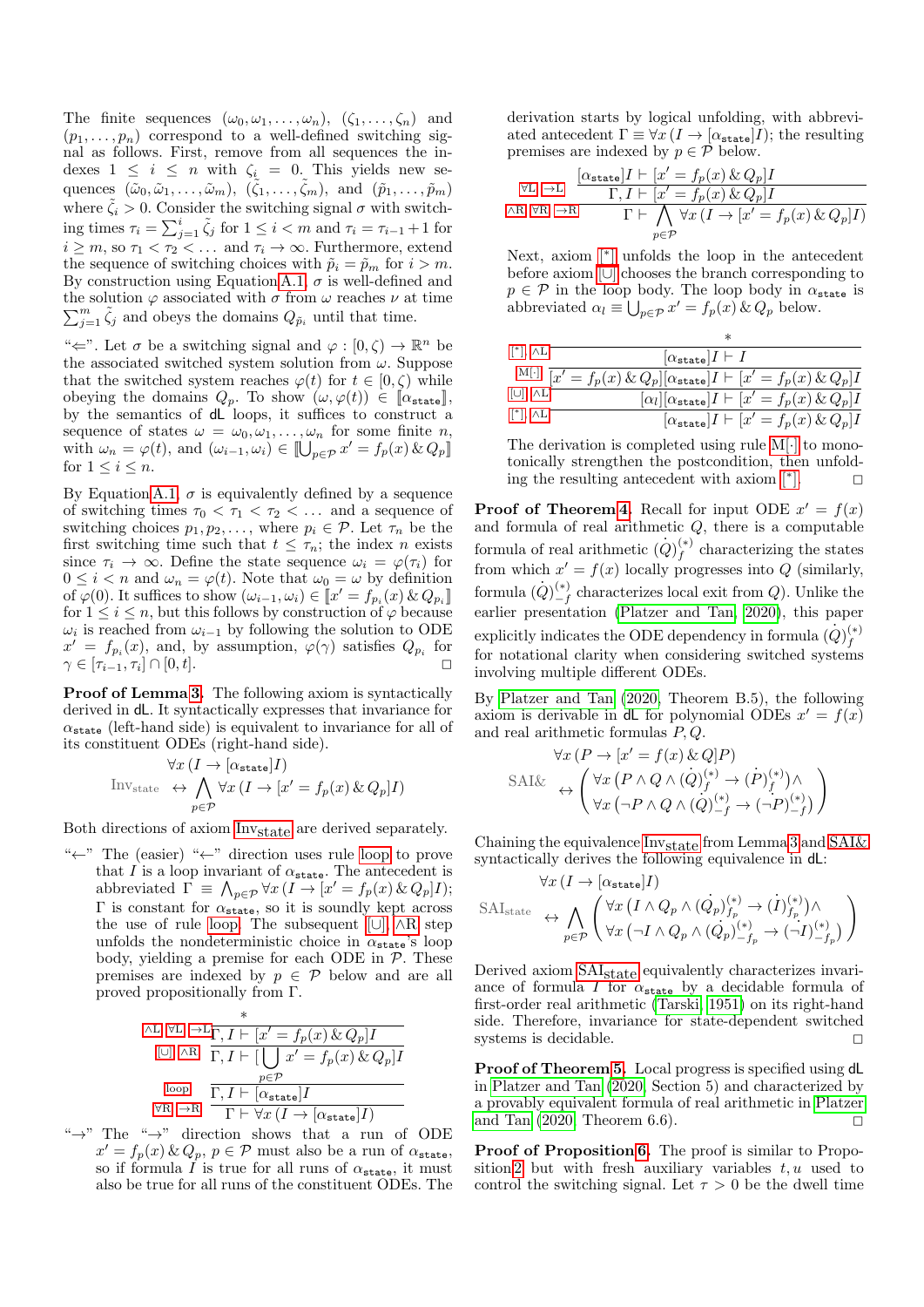The finite sequences $(\omega_0, \omega_1, \ldots, \omega_n)$, $(\zeta_1, \ldots, \zeta_n)$ and $(p_1, \ldots, p_n)$ correspond to a well-defined switching signal as follows. First, remove from all sequences the indexes $1 \le i \le n$ with $\zeta_i = 0$. This yields new sequences $(\tilde{\omega}_0, \tilde{\omega}_1, \ldots, \tilde{\omega}_m)$, $(\tilde{\zeta}_1, \ldots, \tilde{\zeta}_m)$, and $(\tilde{p}_1, \ldots, \tilde{p}_m)$ where $\tilde{\zeta}_i > 0$. Consider the switching signal $\sigma$ with switching times $\tau_i = \sum_{j=1}^{i} \tilde{\zeta}_j$ for $1 \le i < m$ and $\tau_i = \tau_{i-1} + 1$ for $i \ge m$, so $\tau_1 < \tau_2 < \ldots$ and $\tau_i \to \infty$. Furthermore, extend the sequence of switching choices with $\tilde{p}_i = \tilde{p}_m$ for $i > m$. By construction using Equation A.1, $\sigma$ is well-defined and the solution $\varphi$ associated with $\sigma$ from $\omega$ reaches $\nu$ at time $\sum_{j=1}^{m} \tilde{\zeta}_j$ and obeys the domains $Q_{\tilde{p}_i}$ until that time.

"$\Leftarrow$". Let $\sigma$ be a switching signal and $\varphi : [0, \zeta) \to \mathbb{R}^n$ be the associated switched system solution from $\omega$. Suppose that the switched system reaches $\varphi(t)$ for $t \in [0, \zeta)$ while obeying the domains $Q_p$. To show $(\omega, \varphi(t)) \in [\![\alpha_{\mathtt{state}}]\!]$, by the semantics of dL loops, it suffices to construct a sequence of states $\omega = \omega_0, \omega_1, \ldots, \omega_n$ for some finite $n$, with $\omega_n = \varphi(t)$, and $(\omega_{i-1}, \omega_i) \in [\![\bigcup_{p\in\mathcal{P}} x' = f_p(x) \,\&\, Q_p]\!]$ for $1 \le i \le n$.

By Equation A.1, $\sigma$ is equivalently defined by a sequence of switching times $\tau_0 < \tau_1 < \tau_2 < \ldots$ and a sequence of switching choices $p_1, p_2, \ldots$, where $p_i \in \mathcal{P}$. Let $\tau_n$ be the first switching time such that $t \le \tau_n$; the index $n$ exists since $\tau_i \to \infty$. Define the state sequence $\omega_i = \varphi(\tau_i)$ for $0 \le i < n$ and $\omega_n = \varphi(t)$. Note that $\omega_0 = \omega$ by definition of $\varphi(0)$. It suffices to show $(\omega_{i-1}, \omega_i) \in [\![x' = f_{p_i}(x) \,\&\, Q_{p_i}]\!]$ for $1 \le i \le n$, but this follows by construction of $\varphi$ because $\omega_i$ is reached from $\omega_{i-1}$ by following the solution to ODE $x' = f_{p_i}(x)$, and, by assumption, $\varphi(\gamma)$ satisfies $Q_{p_i}$ for $\gamma \in [\tau_{i-1}, \tau_i] \cap [0, t]$. □

**Proof of Lemma 3.** The following axiom is syntactically derived in dL. It syntactically expresses that invariance for $\alpha_{\mathtt{state}}$ (left-hand side) is equivalent to invariance for all of its constituent ODEs (right-hand side).

$$\text{Inv}_{\text{state}} \quad \forall x\,(I \to [\alpha_{\mathtt{state}}]I) \leftrightarrow \bigwedge_{p\in\mathcal{P}} \forall x\,(I \to [x' = f_p(x) \,\&\, Q_p]I)$$

Both directions of axiom $\text{Inv}_{\text{state}}$ are derived separately.

"$\leftarrow$" The (easier) "$\leftarrow$" direction uses rule loop to prove that $I$ is a loop invariant of $\alpha_{\mathtt{state}}$. The antecedent is abbreviated $\Gamma \equiv \bigwedge_{p\in\mathcal{P}} \forall x\,(I \to [x' = f_p(x) \,\&\, Q_p]I)$; $\Gamma$ is constant for $\alpha_{\mathtt{state}}$, so it is soundly kept across the use of rule loop. The subsequent $[\cup]$, $\wedge$R step unfolds the nondeterministic choice in $\alpha_{\mathtt{state}}$'s loop body, yielding a premise for each ODE in $\mathcal{P}$. These premises are indexed by $p \in \mathcal{P}$ below and are all proved propositionally from $\Gamma$.

$$\dfrac{\dfrac{\dfrac{\dfrac{*}{\Gamma, I \vdash [x' = f_p(x) \,\&\, Q_p]I}\ \wedge\text{L}, \forall\text{L}, \to\text{L}}{\Gamma, I \vdash [\bigcup_{p\in\mathcal{P}} x' = f_p(x) \,\&\, Q_p]I}\ [\cup], \wedge\text{R}}{\Gamma, I \vdash [\alpha_{\mathtt{state}}]I}\ \text{loop}}{\Gamma \vdash \forall x\,(I \to [\alpha_{\mathtt{state}}]I)}\ \forall\text{R}, \to\text{R}$$

"$\to$" The "$\to$" direction shows that a run of ODE $x' = f_p(x) \,\&\, Q_p$, $p \in \mathcal{P}$ must also be a run of $\alpha_{\mathtt{state}}$, so if formula $I$ is true for all runs of $\alpha_{\mathtt{state}}$, it must also be true for all runs of the constituent ODEs. The derivation starts by logical unfolding, with abbreviated antecedent $\Gamma \equiv \forall x\,(I \to [\alpha_{\mathtt{state}}]I)$; the resulting premises are indexed by $p \in \mathcal{P}$ below.

$$\dfrac{\dfrac{[\alpha_{\mathtt{state}}]I \vdash [x' = f_p(x) \,\&\, Q_p]I}{\Gamma, I \vdash [x' = f_p(x) \,\&\, Q_p]I}\ \forall\text{L}, \to\text{L}}{\Gamma \vdash \bigwedge_{p\in\mathcal{P}} \forall x\,(I \to [x' = f_p(x) \,\&\, Q_p]I)}\ \wedge\text{R}, \forall\text{R}, \to\text{R}$$

Next, axiom $[^*]$ unfolds the loop in the antecedent before axiom $[\cup]$ chooses the branch corresponding to $p \in \mathcal{P}$ in the loop body. The loop body in $\alpha_{\mathtt{state}}$ is abbreviated $\alpha_l \equiv \bigcup_{p\in\mathcal{P}} x' = f_p(x) \,\&\, Q_p$ below.

$$\dfrac{\dfrac{\dfrac{\dfrac{*}{[\alpha_{\mathtt{state}}]I \vdash I}\ [^*], \wedge\text{L}}{[x' = f_p(x) \,\&\, Q_p][\alpha_{\mathtt{state}}]I \vdash [x' = f_p(x) \,\&\, Q_p]I}\ \text{M}[\cdot]}{[\alpha_l][\alpha_{\mathtt{state}}]I \vdash [x' = f_p(x) \,\&\, Q_p]I}\ [\cup], \wedge\text{L}}{[\alpha_{\mathtt{state}}]I \vdash [x' = f_p(x) \,\&\, Q_p]I}\ [^*], \wedge\text{L}$$

The derivation is completed using rule M[·] to monotonically strengthen the postcondition, then unfolding the resulting antecedent with axiom $[^*]$. □

**Proof of Theorem 4.** Recall for input ODE $x' = f(x)$ and formula of real arithmetic $Q$, there is a computable formula of real arithmetic $(\dot{Q})^{(*)}_{f}$ characterizing the states from which $x' = f(x)$ locally progresses into $Q$ (similarly, formula $(\dot{Q})^{(*)}_{-f}$ characterizes local exit from $Q$). Unlike the earlier presentation (Platzer and Tan, 2020), this paper explicitly indicates the ODE dependency in formula $(\dot{Q})^{(*)}_{f}$ for notational clarity when considering switched systems involving multiple different ODEs.

By Platzer and Tan (2020, Theorem B.5), the following axiom is derivable in dL for polynomial ODEs $x' = f(x)$ and real arithmetic formulas $P, Q$.

$$\text{SAI\&} \quad \forall x\,(P \to [x' = f(x) \,\&\, Q]P) \leftrightarrow \begin{pmatrix} \forall x\,(P \wedge Q \wedge (\dot{Q})^{(*)}_{f} \to (\dot{P})^{(*)}_{f}) \wedge \\ \forall x\,(\neg P \wedge Q \wedge (\dot{Q})^{(*)}_{-f} \to (\dot{\neg P})^{(*)}_{-f}) \end{pmatrix}$$

Chaining the equivalence $\text{Inv}_{\text{state}}$ from Lemma 3 and SAI& syntactically derives the following equivalence in dL:

$$\text{SAI}_{\text{state}} \quad \forall x\,(I \to [\alpha_{\mathtt{state}}]I) \leftrightarrow \bigwedge_{p\in\mathcal{P}} \begin{pmatrix} \forall x\,(I \wedge Q_p \wedge (\dot{Q}_p)^{(*)}_{f_p} \to (\dot{I})^{(*)}_{f_p}) \wedge \\ \forall x\,(\neg I \wedge Q_p \wedge (\dot{Q}_p)^{(*)}_{-f_p} \to (\dot{\neg I})^{(*)}_{-f_p}) \end{pmatrix}$$

Derived axiom $\text{SAI}_{\text{state}}$ equivalently characterizes invariance of formula $I$ for $\alpha_{\mathtt{state}}$ by a decidable formula of first-order real arithmetic (Tarski, 1951) on its right-hand side. Therefore, invariance for state-dependent switched systems is decidable. □

**Proof of Theorem 5.** Local progress is specified using dL in Platzer and Tan (2020, Section 5) and characterized by a provably equivalent formula of real arithmetic in Platzer and Tan (2020, Theorem 6.6). □

**Proof of Proposition 6.** The proof is similar to Proposition 2 but with fresh auxiliary variables $t, u$ used to control the switching signal. Let $\tau > 0$ be the dwell time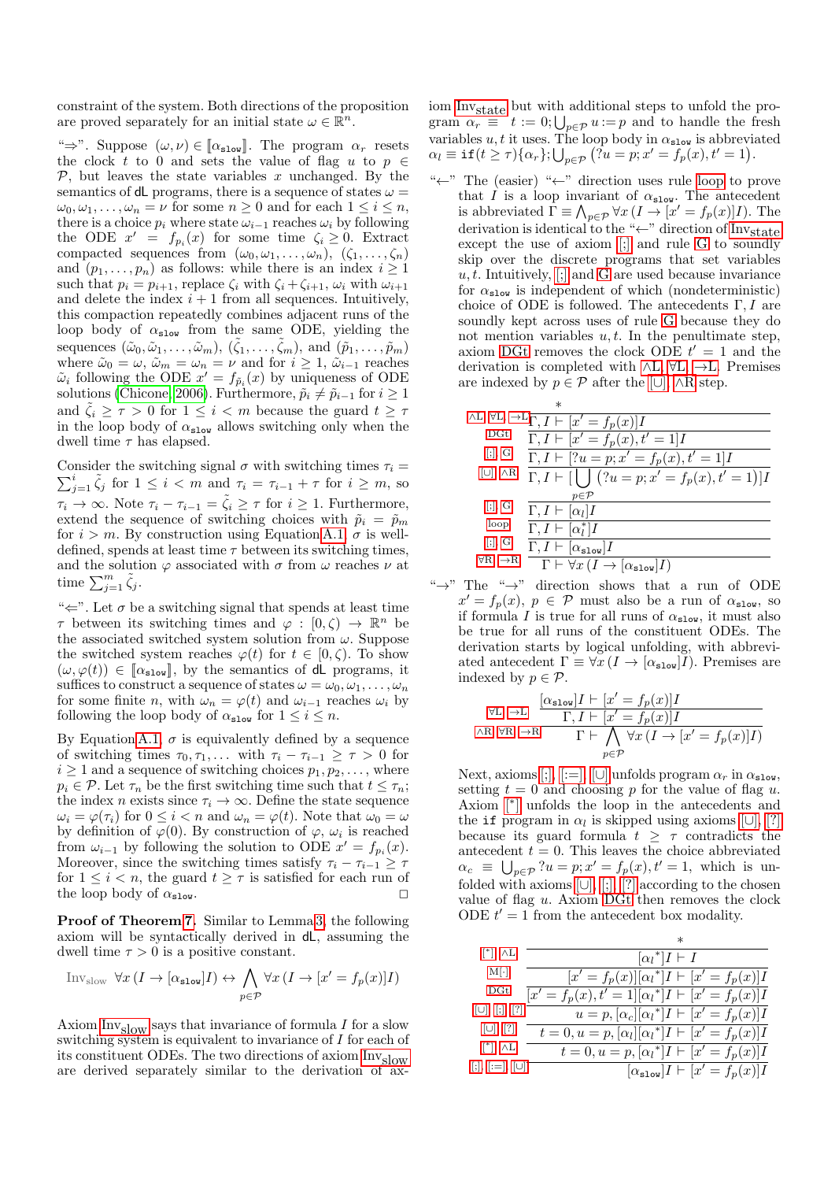constraint of the system. Both directions of the proposition are proved separately for an initial state $\omega \in \mathbb{R}^n$.

"⇒". Suppose $(\omega, \nu) \in [\![\alpha_{\texttt{slow}}]\!]$. The program $\alpha_r$ resets the clock $t$ to 0 and sets the value of flag $u$ to $p \in \mathcal{P}$, but leaves the state variables $x$ unchanged. By the semantics of dL programs, there is a sequence of states $\omega = \omega_0, \omega_1, \ldots, \omega_n = \nu$ for some $n \geq 0$ and for each $1 \leq i \leq n$, there is a choice $p_i$ where state $\omega_{i-1}$ reaches $\omega_i$ by following the ODE $x' = f_{p_i}(x)$ for some time $\zeta_i \geq 0$. Extract compacted sequences from $(\omega_0, \omega_1, \ldots, \omega_n)$, $(\zeta_1, \ldots, \zeta_n)$ and $(p_1, \ldots, p_n)$ as follows: while there is an index $i \geq 1$ such that $p_i = p_{i+1}$, replace $\zeta_i$ with $\zeta_i + \zeta_{i+1}$, $\omega_i$ with $\omega_{i+1}$ and delete the index $i+1$ from all sequences. Intuitively, this compaction repeatedly combines adjacent runs of the loop body of $\alpha_{\texttt{slow}}$ from the same ODE, yielding the sequences $(\tilde{\omega}_0, \tilde{\omega}_1, \ldots, \tilde{\omega}_m)$, $(\tilde{\zeta}_1, \ldots, \tilde{\zeta}_m)$, and $(\tilde{p}_1, \ldots, \tilde{p}_m)$ where $\tilde{\omega}_0 = \omega$, $\tilde{\omega}_m = \omega_n = \nu$ and for $i \geq 1$, $\tilde{\omega}_{i-1}$ reaches $\tilde{\omega}_i$ following the ODE $x' = f_{\tilde{p}_i}(x)$ by uniqueness of ODE solutions (Chicone, 2006). Furthermore, $\tilde{p}_i \neq \tilde{p}_{i-1}$ for $i \geq 1$ and $\tilde{\zeta}_i \geq \tau > 0$ for $1 \leq i < m$ because the guard $t \geq \tau$ in the loop body of $\alpha_{\texttt{slow}}$ allows switching only when the dwell time $\tau$ has elapsed.

Consider the switching signal $\sigma$ with switching times $\tau_i = \sum_{j=1}^{i} \tilde{\zeta}_j$ for $1 \leq i < m$ and $\tau_i = \tau_{i-1} + \tau$ for $i \geq m$, so $\tau_i \to \infty$. Note $\tau_i - \tau_{i-1} = \tilde{\zeta}_i \geq \tau$ for $i \geq 1$. Furthermore, extend the sequence of switching choices with $\tilde{p}_i = \tilde{p}_m$ for $i > m$. By construction using Equation A.1, $\sigma$ is well-defined, spends at least time $\tau$ between its switching times, and the solution $\varphi$ associated with $\sigma$ from $\omega$ reaches $\nu$ at time $\sum_{j=1}^{m} \tilde{\zeta}_j$.

"⇐". Let $\sigma$ be a switching signal that spends at least time $\tau$ between its switching times and $\varphi : [0, \zeta) \to \mathbb{R}^n$ be the associated switched system solution from $\omega$. Suppose the switched system reaches $\varphi(t)$ for $t \in [0, \zeta)$. To show $(\omega, \varphi(t)) \in [\![\alpha_{\texttt{slow}}]\!]$, by the semantics of dL programs, it suffices to construct a sequence of states $\omega = \omega_0, \omega_1, \ldots, \omega_n$ for some finite $n$, with $\omega_n = \varphi(t)$ and $\omega_{i-1}$ reaches $\omega_i$ by following the loop body of $\alpha_{\texttt{slow}}$ for $1 \leq i \leq n$.

By Equation A.1, $\sigma$ is equivalently defined by a sequence of switching times $\tau_0, \tau_1, \ldots$ with $\tau_i - \tau_{i-1} \geq \tau > 0$ for $i \geq 1$ and a sequence of switching choices $p_1, p_2, \ldots$, where $p_i \in \mathcal{P}$. Let $\tau_n$ be the first switching time such that $t \leq \tau_n$; the index $n$ exists since $\tau_i \to \infty$. Define the state sequence $\omega_i = \varphi(\tau_i)$ for $0 \leq i < n$ and $\omega_n = \varphi(t)$. Note that $\omega_0 = \omega$ by definition of $\varphi(0)$. By construction of $\varphi$, $\omega_i$ is reached from $\omega_{i-1}$ by following the solution to ODE $x' = f_{p_i}(x)$. Moreover, since the switching times satisfy $\tau_i - \tau_{i-1} \geq \tau$ for $1 \leq i < n$, the guard $t \geq \tau$ is satisfied for each run of the loop body of $\alpha_{\texttt{slow}}$. □

**Proof of Theorem 7.** Similar to Lemma 3, the following axiom will be syntactically derived in dL, assuming the dwell time $\tau > 0$ is a positive constant.

$$\text{Inv}_{\text{slow}} \quad \forall x\,(I \to [\alpha_{\texttt{slow}}]I) \leftrightarrow \bigwedge_{p \in \mathcal{P}} \forall x\,(I \to [x' = f_p(x)]I)$$

Axiom $\text{Inv}_{\text{slow}}$ says that invariance of formula $I$ for a slow switching system is equivalent to invariance of $I$ for each of its constituent ODEs. The two directions of axiom $\text{Inv}_{\text{slow}}$ are derived separately similar to the derivation of axiom $\text{Inv}_{\text{state}}$ but with additional steps to unfold the program $\alpha_r \equiv t := 0; \bigcup_{p \in \mathcal{P}} u := p$ and to handle the fresh variables $u, t$ it uses. The loop body in $\alpha_{\texttt{slow}}$ is abbreviated $\alpha_l \equiv \texttt{if}(t \geq \tau)\{\alpha_r\}; \bigcup_{p \in \mathcal{P}} (?u = p; x' = f_p(x), t' = 1)$.

"←" The (easier) "←" direction uses rule loop to prove that $I$ is a loop invariant of $\alpha_{\texttt{slow}}$. The antecedent is abbreviated $\Gamma \equiv \bigwedge_{p \in \mathcal{P}} \forall x\,(I \to [x' = f_p(x)]I)$. The derivation is identical to the "←" direction of $\text{Inv}_{\text{state}}$ except the use of axiom [;] and rule G to soundly skip over the discrete programs that set variables $u, t$. Intuitively, [;] and G are used because invariance for $\alpha_{\texttt{slow}}$ is independent of which (nondeterministic) choice of ODE is followed. The antecedents $\Gamma, I$ are soundly kept across uses of rule G because they do not mention variables $u, t$. In the penultimate step, axiom DGt removes the clock ODE $t' = 1$ and the derivation is completed with ∧L, ∀L, →L. Premises are indexed by $p \in \mathcal{P}$ after the [∪], ∧R step.

$$\dfrac{\dfrac{\dfrac{\dfrac{\dfrac{\dfrac{\dfrac{\dfrac{*}{\Gamma, I \vdash [x' = f_p(x)]I}\ \wedge\text{L}, \forall\text{L}, \to\text{L}}{\Gamma, I \vdash [x' = f_p(x), t' = 1]I}\ \text{DGt}}{\Gamma, I \vdash [?u = p; x' = f_p(x), t' = 1]I}\ [;], \text{G}}{\Gamma, I \vdash [\bigcup_{p \in \mathcal{P}} (?u = p; x' = f_p(x), t' = 1)]I}\ [\cup], \wedge\text{R}}{\Gamma, I \vdash [\alpha_l]I}\ [;], \text{G}}{\Gamma, I \vdash [\alpha_l^*]I}\ \text{loop}}{\Gamma, I \vdash [\alpha_{\texttt{slow}}]I}\ [;], \text{G}}{\Gamma \vdash \forall x\,(I \to [\alpha_{\texttt{slow}}]I)}\ \forall\text{R}, \to\text{R}$$

"→" The "→" direction shows that a run of ODE $x' = f_p(x)$, $p \in \mathcal{P}$ must also be a run of $\alpha_{\texttt{slow}}$, so if formula $I$ is true for all runs of $\alpha_{\texttt{slow}}$, it must also be true for all runs of the constituent ODEs. The derivation starts by logical unfolding, with abbreviated antecedent $\Gamma \equiv \forall x\,(I \to [\alpha_{\texttt{slow}}]I)$. Premises are indexed by $p \in \mathcal{P}$.

$$\dfrac{\dfrac{[\alpha_{\texttt{slow}}]I \vdash [x' = f_p(x)]I}{\Gamma, I \vdash [x' = f_p(x)]I}\ \forall\text{L}, \to\text{L}}{\Gamma \vdash \bigwedge_{p \in \mathcal{P}} \forall x\,(I \to [x' = f_p(x)]I)}\ \wedge\text{R}, \forall\text{R}, \to\text{R}$$

Next, axioms [;], [:=], [∪] unfolds program $\alpha_r$ in $\alpha_{\texttt{slow}}$, setting $t = 0$ and choosing $p$ for the value of flag $u$. Axiom [*] unfolds the loop in the antecedents and the if program in $\alpha_l$ is skipped using axioms [∪], [?] because its guard formula $t \geq \tau$ contradicts the antecedent $t = 0$. This leaves the choice abbreviated $\alpha_c \equiv \bigcup_{p \in \mathcal{P}} ?u = p; x' = f_p(x), t' = 1$, which is unfolded with axioms [∪], [;], [?] according to the chosen value of flag $u$. Axiom DGt then removes the clock ODE $t' = 1$ from the antecedent box modality.

$$\dfrac{\dfrac{\dfrac{\dfrac{\dfrac{\dfrac{\dfrac{*}{[\alpha_l{}^*]I \vdash I}\ [*], \wedge\text{L}}{[x' = f_p(x)][\alpha_l{}^*]I \vdash [x' = f_p(x)]I}\ \text{M}[\cdot]}{[x' = f_p(x), t' = 1][\alpha_l{}^*]I \vdash [x' = f_p(x)]I}\ \text{DGt}}{u = p, [\alpha_c][\alpha_l{}^*]I \vdash [x' = f_p(x)]I}\ [\cup], [;], [?]}{t = 0, u = p, [\alpha_l][\alpha_l{}^*]I \vdash [x' = f_p(x)]I}\ [\cup], [?]}{t = 0, u = p, [\alpha_l{}^*]I \vdash [x' = f_p(x)]I}\ [*], \wedge\text{L}}{[\alpha_{\texttt{slow}}]I \vdash [x' = f_p(x)]I}\ [;], [:=], [\cup]$$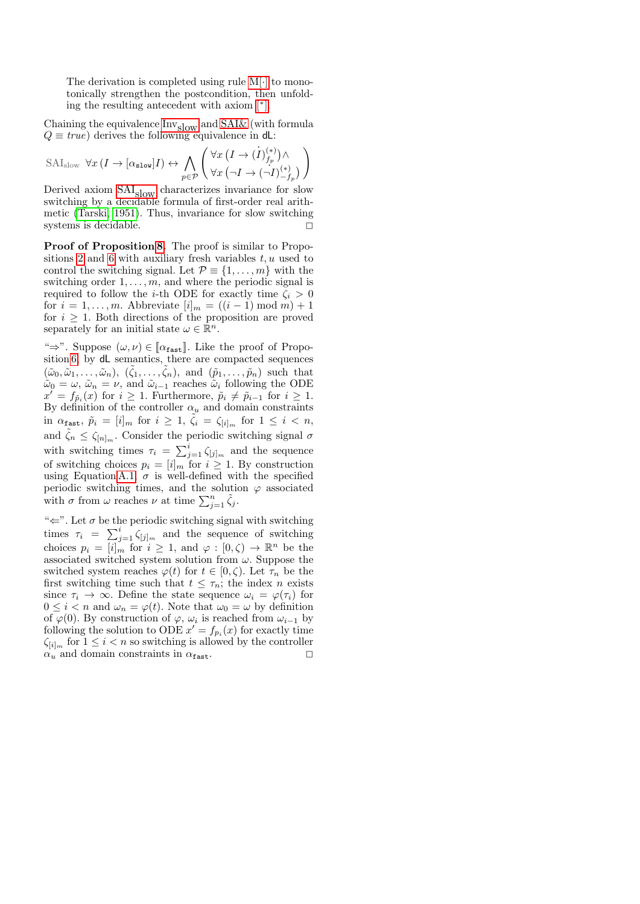The derivation is completed using rule M[·] to monotonically strengthen the postcondition, then unfolding the resulting antecedent with axiom [*].

Chaining the equivalence $\text{Inv}_{\text{slow}}$ and SAI& (with formula $Q \equiv \mathit{true}$) derives the following equivalence in dL:

$$\text{SAI}_{\text{slow}} \;\; \forall x \, (I \rightarrow [\alpha_{\texttt{slow}}]I) \leftrightarrow \bigwedge_{p \in \mathcal{P}} \begin{pmatrix} \forall x \, (I \rightarrow (\dot{I})^{(*)}_{f_p}) \wedge \\ \forall x \, (\neg I \rightarrow (\dot{\neg I})^{(*)}_{-f_p}) \end{pmatrix}$$

Derived axiom $\text{SAI}_{\text{slow}}$ characterizes invariance for slow switching by a decidable formula of first-order real arithmetic (Tarski, 1951). Thus, invariance for slow switching systems is decidable. □

**Proof of Proposition 8.** The proof is similar to Propositions 2 and 6 with auxiliary fresh variables $t, u$ used to control the switching signal. Let $\mathcal{P} \equiv \{1, \ldots, m\}$ with the switching order $1, \ldots, m$, and where the periodic signal is required to follow the $i$-th ODE for exactly time $\zeta_i > 0$ for $i = 1, \ldots, m$. Abbreviate $[i]_m = ((i-1) \bmod m) + 1$ for $i \geq 1$. Both directions of the proposition are proved separately for an initial state $\omega \in \mathbb{R}^n$.

"⇒". Suppose $(\omega, \nu) \in [\![\alpha_{\texttt{fast}}]\!]$. Like the proof of Proposition 6, by dL semantics, there are compacted sequences $(\tilde{\omega}_0, \tilde{\omega}_1, \ldots, \tilde{\omega}_n)$, $(\tilde{\zeta}_1, \ldots, \tilde{\zeta}_n)$, and $(\tilde{p}_1, \ldots, \tilde{p}_n)$ such that $\tilde{\omega}_0 = \omega$, $\tilde{\omega}_n = \nu$, and $\tilde{\omega}_{i-1}$ reaches $\tilde{\omega}_i$ following the ODE $x' = f_{\tilde{p}_i}(x)$ for $i \geq 1$. Furthermore, $\tilde{p}_i \neq \tilde{p}_{i-1}$ for $i \geq 1$. By definition of the controller $\alpha_u$ and domain constraints in $\alpha_{\texttt{fast}}$, $\tilde{p}_i = [i]_m$ for $i \geq 1$, $\tilde{\zeta}_i = \zeta_{[i]_m}$ for $1 \leq i < n$, and $\tilde{\zeta}_n \leq \zeta_{[n]_m}$. Consider the periodic switching signal $\sigma$ with switching times $\tau_i = \sum_{j=1}^{i} \zeta_{[j]_m}$ and the sequence of switching choices $p_i = [i]_m$ for $i \geq 1$. By construction using Equation A.1, $\sigma$ is well-defined with the specified periodic switching times, and the solution $\varphi$ associated with $\sigma$ from $\omega$ reaches $\nu$ at time $\sum_{j=1}^{n} \tilde{\zeta}_j$.

"⇐". Let $\sigma$ be the periodic switching signal with switching times $\tau_i = \sum_{j=1}^{i} \zeta_{[j]_m}$ and the sequence of switching choices $p_i = [i]_m$ for $i \geq 1$, and $\varphi : [0, \zeta) \rightarrow \mathbb{R}^n$ be the associated switched system solution from $\omega$. Suppose the switched system reaches $\varphi(t)$ for $t \in [0, \zeta)$. Let $\tau_n$ be the first switching time such that $t \leq \tau_n$; the index $n$ exists since $\tau_i \rightarrow \infty$. Define the state sequence $\omega_i = \varphi(\tau_i)$ for $0 \leq i < n$ and $\omega_n = \varphi(t)$. Note that $\omega_0 = \omega$ by definition of $\varphi(0)$. By construction of $\varphi$, $\omega_i$ is reached from $\omega_{i-1}$ by following the solution to ODE $x' = f_{p_i}(x)$ for exactly time $\zeta_{[i]_m}$ for $1 \leq i < n$ so switching is allowed by the controller $\alpha_u$ and domain constraints in $\alpha_{\texttt{fast}}$. □